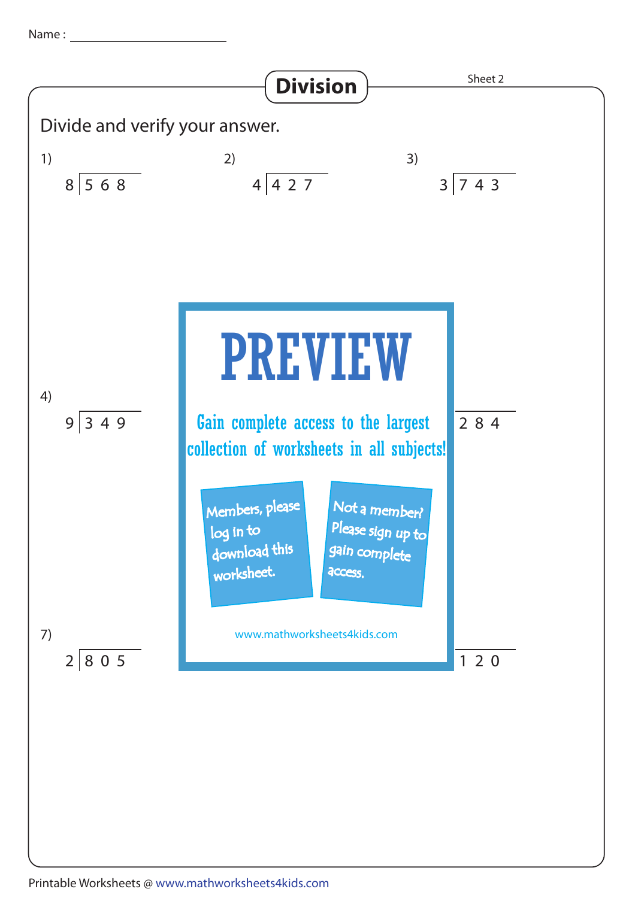Name : ____________________

# Division

Sheet 2

Divide and verify your answer.

1) $8 \overline{)\,5\,6\,8}$

2) $4 \overline{)\,4\,2\,7}$

3) $3 \overline{)\,7\,4\,3}$

4) $9 \overline{)\,3\,4\,9}$

PREVIEW

Gain complete access to the largest collection of worksheets in all subjects!

Members, please log in to download this worksheet.

Not a member? Please sign up to gain complete access.

www.mathworksheets4kids.com

$\overline{)\,2\,8\,4}$

7) $2 \overline{)\,8\,0\,5}$

$\overline{)\,1\,2\,0}$

Printable Worksheets @ www.mathworksheets4kids.com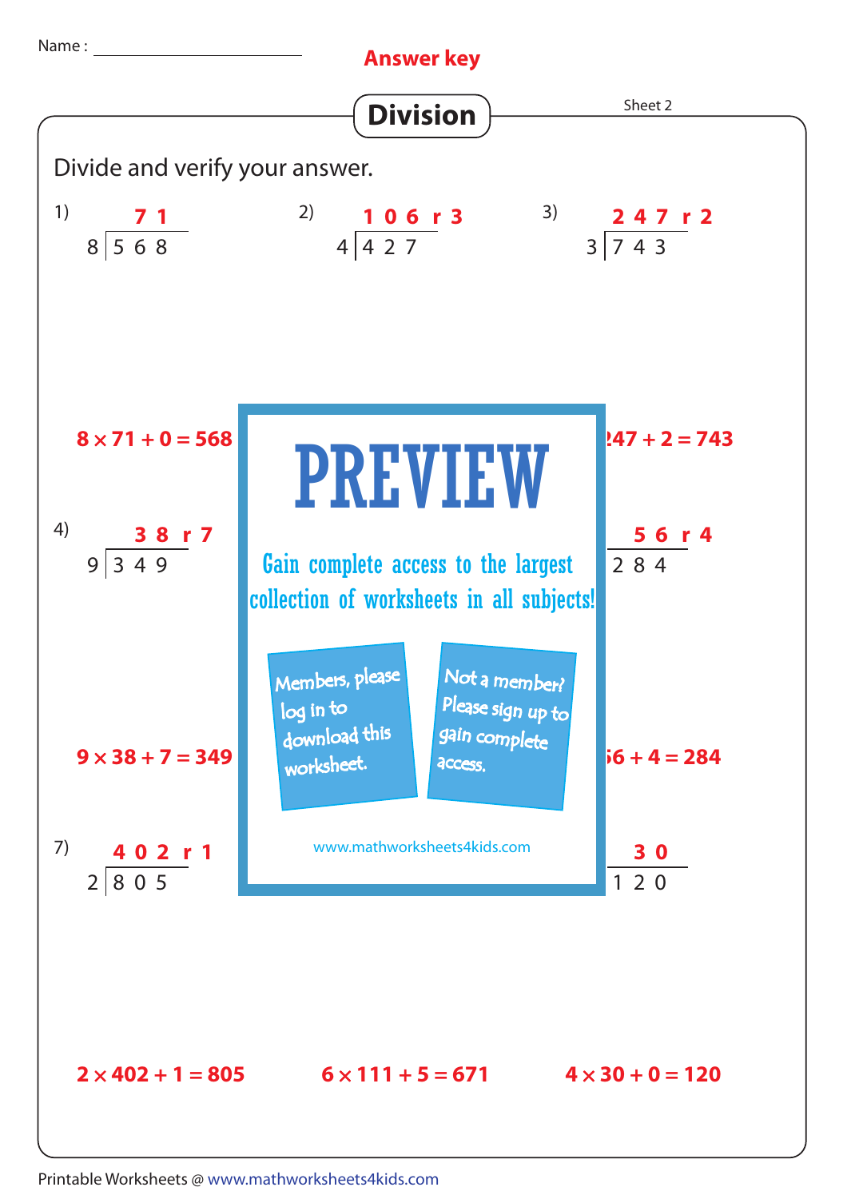Name : ____________________

**Answer key**

# Division

Sheet 2

Divide and verify your answer.

1) $568 \div 8$ = **71**

$8 \times 71 + 0 = 568$

2) $427 \div 4$ = **106 r 3**

3) $743 \div 3$ = **247 r 2**

247 + 2 = 743

4) $349 \div 9$ = **38 r 7**

$9 \times 38 + 7 = 349$

6) 284 = **56 r 4**

56 + 4 = 284

7) $805 \div 2$ = **402 r 1**

$2 \times 402 + 1 = 805$

$6 \times 111 + 5 = 671$

9) 120 = **30**

$4 \times 30 + 0 = 120$

**PREVIEW**

Gain complete access to the largest collection of worksheets in all subjects!

Members, please log in to download this worksheet.

Not a member? Please sign up to gain complete access.

www.mathworksheets4kids.com

Printable Worksheets @ www.mathworksheets4kids.com